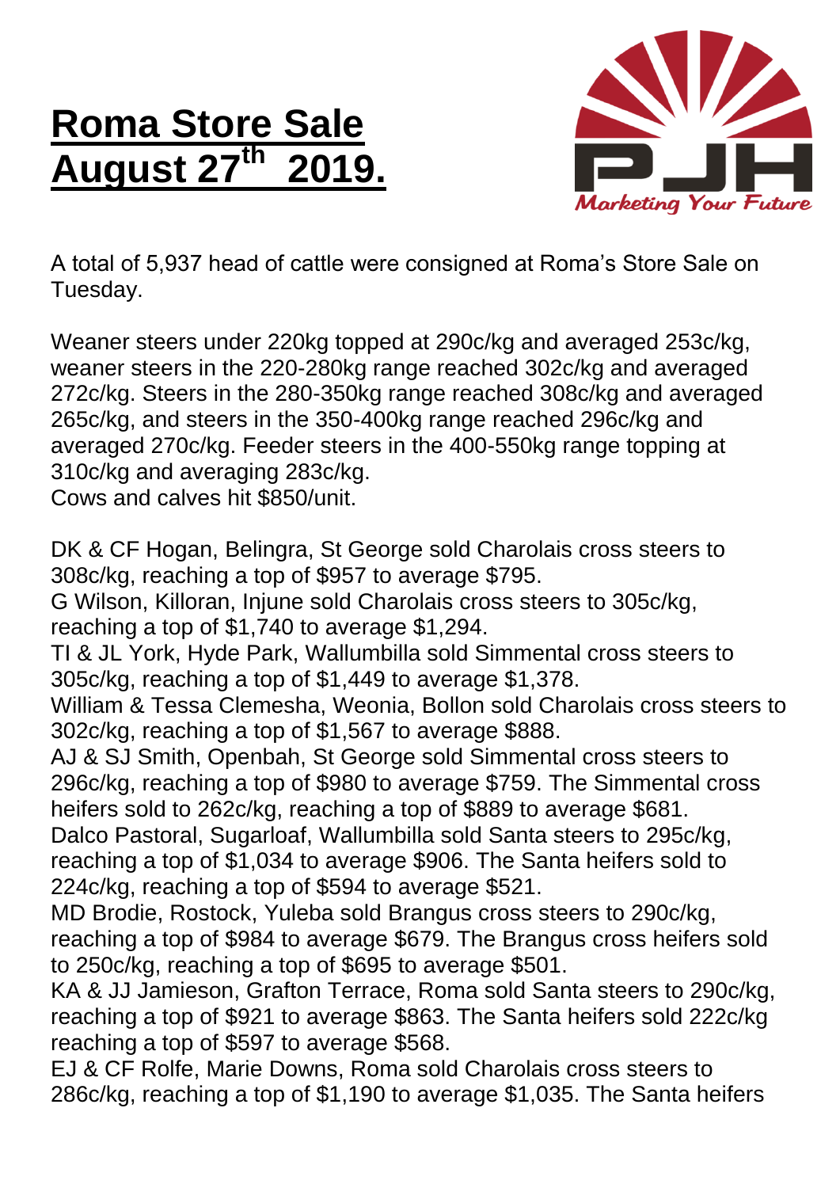# Roma Store Sale August 27th 2019.

A total of 5,937 head of cattle were consigned at Roma's Store Sale on Tuesday.

Weaner steers under 220kg topped at 290c/kg and averaged 253c/kg, weaner steers in the 220-280kg range reached 302c/kg and averaged 272c/kg. Steers in the 280-350kg range reached 308c/kg and averaged 265c/kg, and steers in the 350-400kg range reached 296c/kg and averaged 270c/kg. Feeder steers in the 400-550kg range topping at 310c/kg and averaging 283c/kg.
Cows and calves hit $850/unit.

DK & CF Hogan, Belingra, St George sold Charolais cross steers to 308c/kg, reaching a top of $957 to average $795.
G Wilson, Killoran, Injune sold Charolais cross steers to 305c/kg, reaching a top of $1,740 to average $1,294.
TI & JL York, Hyde Park, Wallumbilla sold Simmental cross steers to 305c/kg, reaching a top of $1,449 to average $1,378.
William & Tessa Clemesha, Weonia, Bollon sold Charolais cross steers to 302c/kg, reaching a top of $1,567 to average $888.
AJ & SJ Smith, Openbah, St George sold Simmental cross steers to 296c/kg, reaching a top of $980 to average $759. The Simmental cross heifers sold to 262c/kg, reaching a top of $889 to average $681.
Dalco Pastoral, Sugarloaf, Wallumbilla sold Santa steers to 295c/kg, reaching a top of $1,034 to average $906. The Santa heifers sold to 224c/kg, reaching a top of $594 to average $521.
MD Brodie, Rostock, Yuleba sold Brangus cross steers to 290c/kg, reaching a top of $984 to average $679. The Brangus cross heifers sold to 250c/kg, reaching a top of $695 to average $501.
KA & JJ Jamieson, Grafton Terrace, Roma sold Santa steers to 290c/kg, reaching a top of $921 to average $863. The Santa heifers sold 222c/kg reaching a top of $597 to average $568.
EJ & CF Rolfe, Marie Downs, Roma sold Charolais cross steers to 286c/kg, reaching a top of $1,190 to average $1,035. The Santa heifers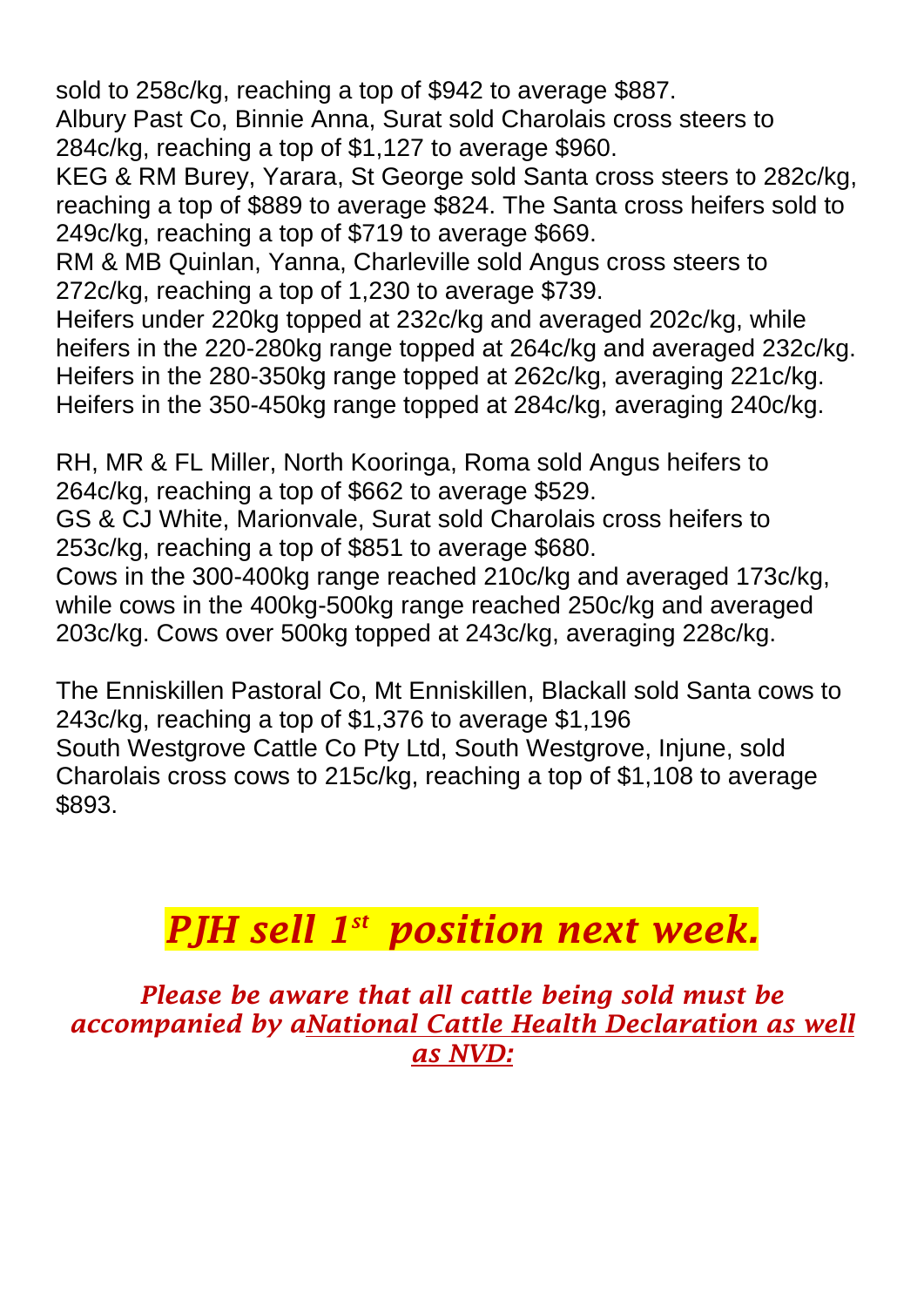sold to 258c/kg, reaching a top of $942 to average $887.
Albury Past Co, Binnie Anna, Surat sold Charolais cross steers to 284c/kg, reaching a top of $1,127 to average $960.
KEG & RM Burey, Yarara, St George sold Santa cross steers to 282c/kg, reaching a top of $889 to average $824. The Santa cross heifers sold to 249c/kg, reaching a top of $719 to average $669.
RM & MB Quinlan, Yanna, Charleville sold Angus cross steers to 272c/kg, reaching a top of 1,230 to average $739.
Heifers under 220kg topped at 232c/kg and averaged 202c/kg, while heifers in the 220-280kg range topped at 264c/kg and averaged 232c/kg. Heifers in the 280-350kg range topped at 262c/kg, averaging 221c/kg. Heifers in the 350-450kg range topped at 284c/kg, averaging 240c/kg.

RH, MR & FL Miller, North Kooringa, Roma sold Angus heifers to 264c/kg, reaching a top of $662 to average $529.
GS & CJ White, Marionvale, Surat sold Charolais cross heifers to 253c/kg, reaching a top of $851 to average $680.
Cows in the 300-400kg range reached 210c/kg and averaged 173c/kg, while cows in the 400kg-500kg range reached 250c/kg and averaged 203c/kg. Cows over 500kg topped at 243c/kg, averaging 228c/kg.

The Enniskillen Pastoral Co, Mt Enniskillen, Blackall sold Santa cows to 243c/kg, reaching a top of $1,376 to average $1,196
South Westgrove Cattle Co Pty Ltd, South Westgrove, Injune, sold Charolais cross cows to 215c/kg, reaching a top of $1,108 to average $893.

## *PJH sell 1st position next week.*

***Please be aware that all cattle being sold must be accompanied by aNational Cattle Health Declaration as well as NVD:***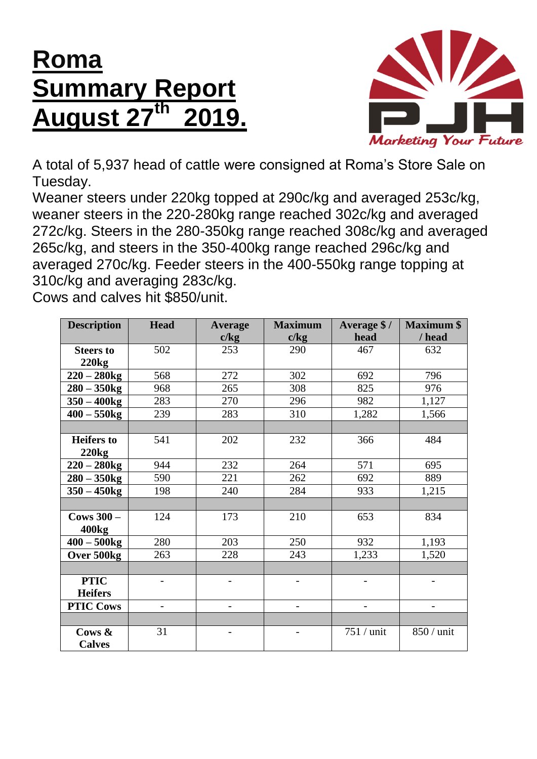# Roma Summary Report August 27th 2019.

PJH
Marketing Your Future

A total of 5,937 head of cattle were consigned at Roma's Store Sale on Tuesday.
Weaner steers under 220kg topped at 290c/kg and averaged 253c/kg, weaner steers in the 220-280kg range reached 302c/kg and averaged 272c/kg. Steers in the 280-350kg range reached 308c/kg and averaged 265c/kg, and steers in the 350-400kg range reached 296c/kg and averaged 270c/kg. Feeder steers in the 400-550kg range topping at 310c/kg and averaging 283c/kg.
Cows and calves hit $850/unit.

| Description | Head | Average c/kg | Maximum c/kg | Average $ / head | Maximum $ / head |
|---|---|---|---|---|---|
| **Steers to 220kg** | 502 | 253 | 290 | 467 | 632 |
| **220 – 280kg** | 568 | 272 | 302 | 692 | 796 |
| **280 – 350kg** | 968 | 265 | 308 | 825 | 976 |
| **350 – 400kg** | 283 | 270 | 296 | 982 | 1,127 |
| **400 – 550kg** | 239 | 283 | 310 | 1,282 | 1,566 |
| | | | | | |
| **Heifers to 220kg** | 541 | 202 | 232 | 366 | 484 |
| **220 – 280kg** | 944 | 232 | 264 | 571 | 695 |
| **280 – 350kg** | 590 | 221 | 262 | 692 | 889 |
| **350 – 450kg** | 198 | 240 | 284 | 933 | 1,215 |
| | | | | | |
| **Cows 300 – 400kg** | 124 | 173 | 210 | 653 | 834 |
| **400 – 500kg** | 280 | 203 | 250 | 932 | 1,193 |
| **Over 500kg** | 263 | 228 | 243 | 1,233 | 1,520 |
| | | | | | |
| **PTIC Heifers** | - | - | - | - | - |
| **PTIC Cows** | - | - | - | - | - |
| | | | | | |
| **Cows & Calves** | 31 | - | - | 751 / unit | 850 / unit |